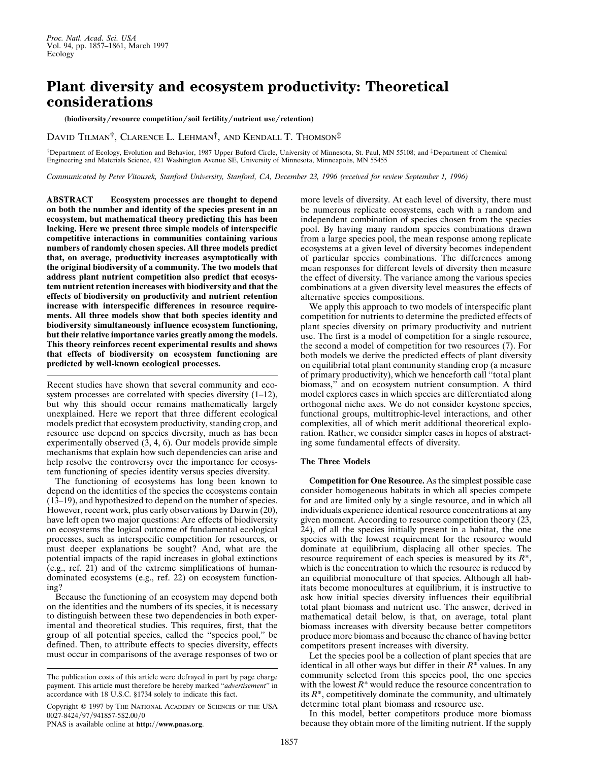# Plant diversity and ecosystem productivity: Theoretical considerations

**(biodiversity/resource competition/soil fertility/nutrient use/retention)**

David Tilman[†], Clarence L. Lehman[†], and Kendall T. Thomson[‡]

[†]Department of Ecology, Evolution and Behavior, 1987 Upper Buford Circle, University of Minnesota, St. Paul, MN 55108; and [‡]Department of Chemical Engineering and Materials Science, 421 Washington Avenue SE, University of Minnesota, Minneapolis, MN 55455

*Communicated by Peter Vitousek, Stanford University, Stanford, CA, December 23, 1996 (received for review September 1, 1996)*

**ABSTRACT** **Ecosystem processes are thought to depend on both the number and identity of the species present in an ecosystem, but mathematical theory predicting this has been lacking. Here we present three simple models of interspecific competitive interactions in communities containing various numbers of randomly chosen species. All three models predict that, on average, productivity increases asymptotically with the original biodiversity of a community. The two models that address plant nutrient competition also predict that ecosystem nutrient retention increases with biodiversity and that the effects of biodiversity on productivity and nutrient retention increase with interspecific differences in resource requirements. All three models show that both species identity and biodiversity simultaneously influence ecosystem functioning, but their relative importance varies greatly among the models. This theory reinforces recent experimental results and shows that effects of biodiversity on ecosystem functioning are predicted by well-known ecological processes.**

Recent studies have shown that several community and ecosystem processes are correlated with species diversity (1–12), but why this should occur remains mathematically largely unexplained. Here we report that three different ecological models predict that ecosystem productivity, standing crop, and resource use depend on species diversity, much as has been experimentally observed (3, 4, 6). Our models provide simple mechanisms that explain how such dependencies can arise and help resolve the controversy over the importance for ecosystem functioning of species identity versus species diversity.

The functioning of ecosystems has long been known to depend on the identities of the species the ecosystems contain (13–19), and hypothesized to depend on the number of species. However, recent work, plus early observations by Darwin (20), have left open two major questions: Are effects of biodiversity on ecosystems the logical outcome of fundamental ecological processes, such as interspecific competition for resources, or must deeper explanations be sought? And, what are the potential impacts of the rapid increases in global extinctions (e.g., ref. 21) and of the extreme simplifications of human-dominated ecosystems (e.g., ref. 22) on ecosystem functioning?

Because the functioning of an ecosystem may depend both on the identities and the numbers of its species, it is necessary to distinguish between these two dependencies in both experimental and theoretical studies. This requires, first, that the group of all potential species, called the "species pool," be defined. Then, to attribute effects to species diversity, effects must occur in comparisons of the average responses of two or more levels of diversity. At each level of diversity, there must be numerous replicate ecosystems, each with a random and independent combination of species chosen from the species pool. By having many random species combinations drawn from a large species pool, the mean response among replicate ecosystems at a given level of diversity becomes independent of particular species combinations. The differences among mean responses for different levels of diversity then measure the effect of diversity. The variance among the various species combinations at a given diversity level measures the effects of alternative species compositions.

We apply this approach to two models of interspecific plant competition for nutrients to determine the predicted effects of plant species diversity on primary productivity and nutrient use. The first is a model of competition for a single resource, the second a model of competition for two resources (7). For both models we derive the predicted effects of plant diversity on equilibrial total plant community standing crop (a measure of primary productivity), which we henceforth call "total plant biomass," and on ecosystem nutrient consumption. A third model explores cases in which species are differentiated along orthogonal niche axes. We do not consider keystone species, functional groups, multitrophic-level interactions, and other complexities, all of which merit additional theoretical exploration. Rather, we consider simpler cases in hopes of abstracting some fundamental effects of diversity.

## The Three Models

**Competition for One Resource.** As the simplest possible case consider homogeneous habitats in which all species compete for and are limited only by a single resource, and in which all individuals experience identical resource concentrations at any given moment. According to resource competition theory (23, 24), of all the species initially present in a habitat, the one species with the lowest requirement for the resource would dominate at equilibrium, displacing all other species. The resource requirement of each species is measured by its $R^*$, which is the concentration to which the resource is reduced by an equilibrial monoculture of that species. Although all habitats become monocultures at equilibrium, it is instructive to ask how initial species diversity influences their equilibrial total plant biomass and nutrient use. The answer, derived in mathematical detail below, is that, on average, total plant biomass increases with diversity because better competitors produce more biomass and because the chance of having better competitors present increases with diversity.

Let the species pool be a collection of plant species that are identical in all other ways but differ in their $R^*$ values. In any community selected from this species pool, the one species with the lowest $R^*$ would reduce the resource concentration to its $R^*$, competitively dominate the community, and ultimately determine total plant biomass and resource use.

In this model, better competitors produce more biomass because they obtain more of the limiting nutrient. If the supply

---

The publication costs of this article were defrayed in part by page charge payment. This article must therefore be hereby marked "*advertisement*" in accordance with 18 U.S.C. §1734 solely to indicate this fact.

Copyright © 1997 by The National Academy of Sciences of the USA
0027-8424/97/941857-5$2.00/0
PNAS is available online at **http://www.pnas.org**.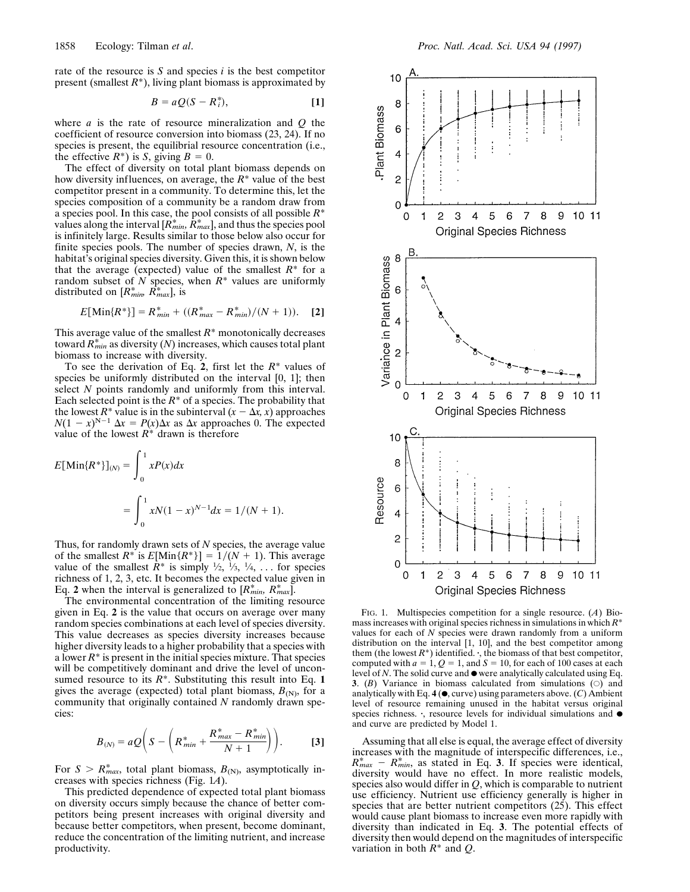rate of the resource is $S$ and species $i$ is the best competitor present (smallest $R^*$), living plant biomass is approximated by

$$B = aQ(S - R_i^*), \quad [1]$$

where $a$ is the rate of resource mineralization and $Q$ the coefficient of resource conversion into biomass (23, 24). If no species is present, the equilibrial resource concentration (i.e., the effective $R^*$) is $S$, giving $B = 0$.

The effect of diversity on total plant biomass depends on how diversity influences, on average, the $R^*$ value of the best competitor present in a community. To determine this, let the species composition of a community be a random draw from a species pool. In this case, the pool consists of all possible $R^*$ values along the interval $[R^*_{min}, R^*_{max}]$, and thus the species pool is infinitely large. Results similar to those below also occur for finite species pools. The number of species drawn, $N$, is the habitat's original species diversity. Given this, it is shown below that the average (expected) value of the smallest $R^*$ for a random subset of $N$ species, when $R^*$ values are uniformly distributed on $[R^*_{min}, R^*_{max}]$, is

$$E[\mathrm{Min}\{R^*\}] = R^*_{min} + ((R^*_{max} - R^*_{min})/(N + 1)). \quad [2]$$

This average value of the smallest $R^*$ monotonically decreases toward $R^*_{min}$ as diversity ($N$) increases, which causes total plant biomass to increase with diversity.

To see the derivation of Eq. **2**, first let the $R^*$ values of species be uniformly distributed on the interval [0, 1]; then select $N$ points randomly and uniformly from this interval. Each selected point is the $R^*$ of a species. The probability that the lowest $R^*$ value is in the subinterval $(x - \Delta x, x)$ approaches $N(1 - x)^{N-1} \Delta x = P(x)\Delta x$ as $\Delta x$ approaches 0. The expected value of the lowest $R^*$ drawn is therefore

$$E[\mathrm{Min}\{R^*\}]_{(N)} = \int_0^1 xP(x)dx$$

$$= \int_0^1 xN(1 - x)^{N-1}dx = 1/(N + 1).$$

Thus, for randomly drawn sets of $N$ species, the average value of the smallest $R^*$ is $E[\mathrm{Min}\{R^*\}] = 1/(N + 1)$. This average value of the smallest $R^*$ is simply ½, ⅓, ¼, . . . for species richness of 1, 2, 3, etc. It becomes the expected value given in Eq. **2** when the interval is generalized to $[R^*_{min}, R^*_{max}]$.

The environmental concentration of the limiting resource given in Eq. **2** is the value that occurs on average over many random species combinations at each level of species diversity. This value decreases as species diversity increases because higher diversity leads to a higher probability that a species with a lower $R^*$ is present in the initial species mixture. That species will be competitively dominant and drive the level of unconsumed resource to its $R^*$. Substituting this result into Eq. **1** gives the average (expected) total plant biomass, $B_{(N)}$, for a community that originally contained $N$ randomly drawn species:

$$B_{(N)} = aQ\left(S - \left(R^*_{min} + \frac{R^*_{max} - R^*_{min}}{N + 1}\right)\right). \quad [3]$$

For $S > R^*_{max}$, total plant biomass, $B_{(N)}$, asymptotically increases with species richness (Fig. 1*A*).

This predicted dependence of expected total plant biomass on diversity occurs simply because the chance of better competitors being present increases with original diversity and because better competitors, when present, become dominant, reduce the concentration of the limiting nutrient, and increase productivity.

FIG. 1. Multispecies competition for a single resource. (*A*) Biomass increases with original species richness in simulations in which $R^*$ values for each of $N$ species were drawn randomly from a uniform distribution on the interval [1, 10], and the best competitor among them (the lowest $R^*$) identified. ·, the biomass of that best competitor, computed with $a = 1$, $Q = 1$, and $S = 10$, for each of 100 cases at each level of $N$. The solid curve and ● were analytically calculated using Eq. **3**. (*B*) Variance in biomass calculated from simulations (○) and analytically with Eq. **4** (●, curve) using parameters above. (*C*) Ambient level of resource remaining unused in the habitat versus original species richness. ·, resource levels for individual simulations and ● and curve are predicted by Model 1.

Assuming that all else is equal, the average effect of diversity increases with the magnitude of interspecific differences, i.e., $R^*_{max} - R^*_{min}$, as stated in Eq. **3**. If species were identical, diversity would have no effect. In more realistic models, species also would differ in $Q$, which is comparable to nutrient use efficiency. Nutrient use efficiency generally is higher in species that are better nutrient competitors (25). This effect would cause plant biomass to increase even more rapidly with diversity than indicated in Eq. **3**. The potential effects of diversity then would depend on the magnitudes of interspecific variation in both $R^*$ and $Q$.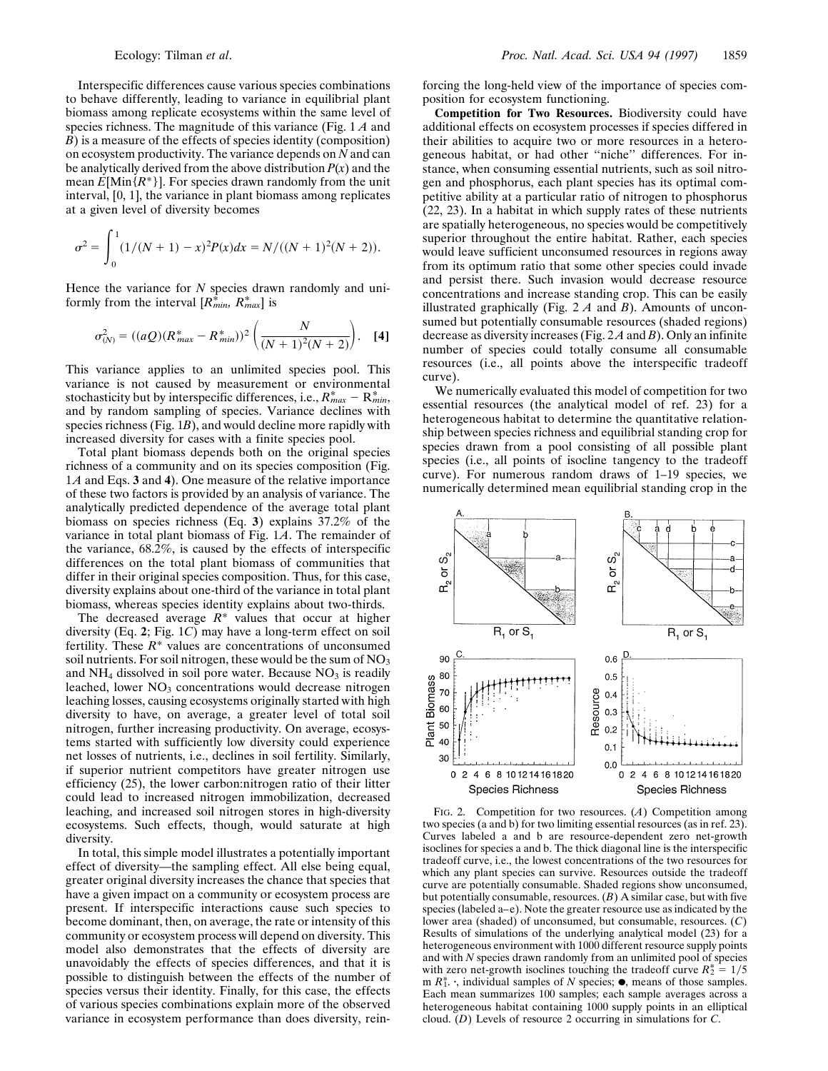Interspecific differences cause various species combinations to behave differently, leading to variance in equilibrial plant biomass among replicate ecosystems within the same level of species richness. The magnitude of this variance (Fig. 1 *A* and *B*) is a measure of the effects of species identity (composition) on ecosystem productivity. The variance depends on $N$ and can be analytically derived from the above distribution $P(x)$ and the mean $E[\mathrm{Min}\{R^*\}]$. For species drawn randomly from the unit interval, [0, 1], the variance in plant biomass among replicates at a given level of diversity becomes

$$\sigma^2 = \int_0^1 (1/(N+1) - x)^2 P(x)dx = N/((N+1)^2(N+2)).$$

Hence the variance for $N$ species drawn randomly and uniformly from the interval $[R^*_{min}, R^*_{max}]$ is

$$\sigma^2_{(N)} = ((aQ)(R^*_{max} - R^*_{min}))^2 \left(\frac{N}{(N+1)^2(N+2)}\right). \quad [4]$$

This variance applies to an unlimited species pool. This variance is not caused by measurement or environmental stochasticity but by interspecific differences, i.e., $R^*_{max} - R^*_{min}$, and by random sampling of species. Variance declines with species richness (Fig. 1*B*), and would decline more rapidly with increased diversity for cases with a finite species pool.

Total plant biomass depends both on the original species richness of a community and on its species composition (Fig. 1*A* and Eqs. **3** and **4**). One measure of the relative importance of these two factors is provided by an analysis of variance. The analytically predicted dependence of the average total plant biomass on species richness (Eq. **3**) explains 37.2% of the variance in total plant biomass of Fig. 1*A*. The remainder of the variance, 68.2%, is caused by the effects of interspecific differences on the total plant biomass of communities that differ in their original species composition. Thus, for this case, diversity explains about one-third of the variance in total plant biomass, whereas species identity explains about two-thirds.

The decreased average $R^*$ values that occur at higher diversity (Eq. **2**; Fig. 1*C*) may have a long-term effect on soil fertility. These $R^*$ values are concentrations of unconsumed soil nutrients. For soil nitrogen, these would be the sum of $NO_3$ and $NH_4$ dissolved in soil pore water. Because $NO_3$ is readily leached, lower $NO_3$ concentrations would decrease nitrogen leaching losses, causing ecosystems originally started with high diversity to have, on average, a greater level of total soil nitrogen, further increasing productivity. On average, ecosystems started with sufficiently low diversity could experience net losses of nutrients, i.e., declines in soil fertility. Similarly, if superior nutrient competitors have greater nitrogen use efficiency (25), the lower carbon:nitrogen ratio of their litter could lead to increased nitrogen immobilization, decreased leaching, and increased soil nitrogen stores in high-diversity ecosystems. Such effects, though, would saturate at high diversity.

In total, this simple model illustrates a potentially important effect of diversity—the sampling effect. All else being equal, greater original diversity increases the chance that species that have a given impact on a community or ecosystem process are present. If interspecific interactions cause such species to become dominant, then, on average, the rate or intensity of this community or ecosystem process will depend on diversity. This model also demonstrates that the effects of diversity are unavoidably the effects of species differences, and that it is possible to distinguish between the effects of the number of species versus their identity. Finally, for this case, the effects of various species combinations explain more of the observed variance in ecosystem performance than does diversity, reinforcing the long-held view of the importance of species composition for ecosystem functioning.

**Competition for Two Resources.** Biodiversity could have additional effects on ecosystem processes if species differed in their abilities to acquire two or more resources in a heterogeneous habitat, or had other "niche" differences. For instance, when consuming essential nutrients, such as soil nitrogen and phosphorus, each plant species has its optimal competitive ability at a particular ratio of nitrogen to phosphorus (22, 23). In a habitat in which supply rates of these nutrients are spatially heterogeneous, no species would be competitively superior throughout the entire habitat. Rather, each species would leave sufficient unconsumed resources in regions away from its optimum ratio that some other species could invade and persist there. Such invasion would decrease resource concentrations and increase standing crop. This can be easily illustrated graphically (Fig. 2 *A* and *B*). Amounts of unconsumed but potentially consumable resources (shaded regions) decrease as diversity increases (Fig. 2*A* and *B*). Only an infinite number of species could totally consume all consumable resources (i.e., all points above the interspecific tradeoff curve).

We numerically evaluated this model of competition for two essential resources (the analytical model of ref. 23) for a heterogeneous habitat to determine the quantitative relationship between species richness and equilibrial standing crop for species drawn from a pool consisting of all possible plant species (i.e., all points of isocline tangency to the tradeoff curve). For numerous random draws of 1–19 species, we numerically determined mean equilibrial standing crop in the

A.
a
b
a
b
$R_2$ or $S_2$
$R_1$ or $S_1$

B.
c a d b e
c
a
d
b
e
$R_2$ or $S_2$
$R_1$ or $S_1$

C.
Plant Biomass
90
80
70
60
50
40
30
0 2 4 6 8 10 12 14 16 18 20
Species Richness

D.
Resource
0.6
0.5
0.4
0.3
0.2
0.1
0.0
0 2 4 6 8 10 12 14 16 18 20
Species Richness

FIG. 2. Competition for two resources. (*A*) Competition among two species (a and b) for two limiting essential resources (as in ref. 23). Curves labeled a and b are resource-dependent zero net-growth isoclines for species a and b. The thick diagonal line is the interspecific tradeoff curve, i.e., the lowest concentrations of the two resources for which any plant species can survive. Resources outside the tradeoff curve are potentially consumable. Shaded regions show unconsumed, but potentially consumable, resources. (*B*) A similar case, but with five species (labeled a–e). Note the greater resource use as indicated by the lower area (shaded) of unconsumed, but consumable, resources. (*C*) Results of simulations of the underlying analytical model (23) for a heterogeneous environment with 1000 different resource supply points and with $N$ species drawn randomly from an unlimited pool of species with zero net-growth isoclines touching the tradeoff curve $R^*_2 = 1/5$ m $R^*_1$. ·, individual samples of $N$ species; ●, means of those samples. Each mean summarizes 100 samples; each sample averages across a heterogeneous habitat containing 1000 supply points in an elliptical cloud. (*D*) Levels of resource 2 occurring in simulations for *C*.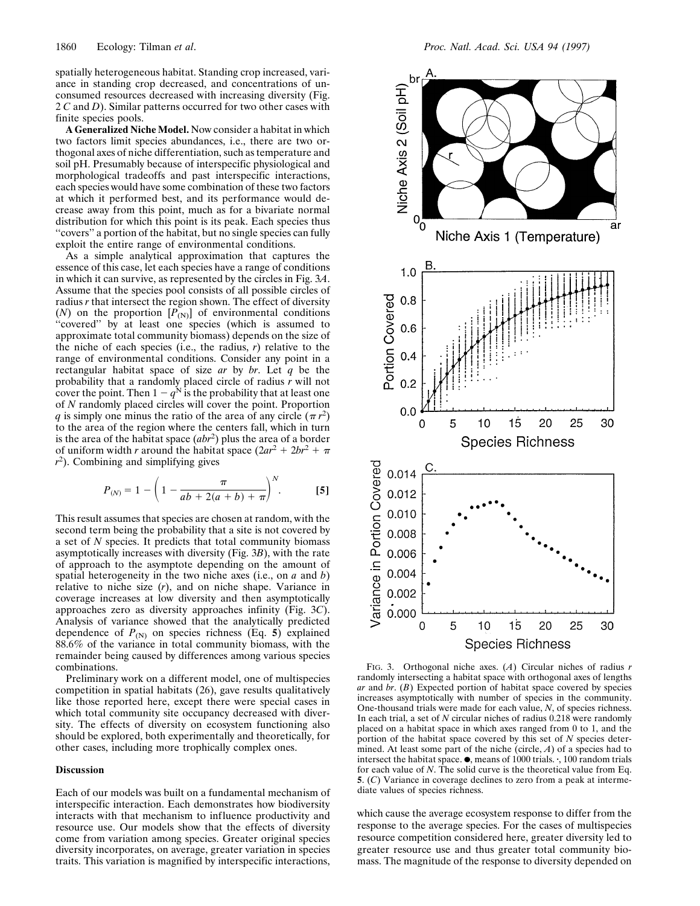spatially heterogeneous habitat. Standing crop increased, variance in standing crop decreased, and concentrations of unconsumed resources decreased with increasing diversity (Fig. 2 *C* and *D*). Similar patterns occurred for two other cases with finite species pools.

**A Generalized Niche Model.** Now consider a habitat in which two factors limit species abundances, i.e., there are two orthogonal axes of niche differentiation, such as temperature and soil pH. Presumably because of interspecific physiological and morphological tradeoffs and past interspecific interactions, each species would have some combination of these two factors at which it performed best, and its performance would decrease away from this point, much as for a bivariate normal distribution for which this point is its peak. Each species thus "covers" a portion of the habitat, but no single species can fully exploit the entire range of environmental conditions.

As a simple analytical approximation that captures the essence of this case, let each species have a range of conditions in which it can survive, as represented by the circles in Fig. 3*A*. Assume that the species pool consists of all possible circles of radius $r$ that intersect the region shown. The effect of diversity ($N$) on the proportion $[P_{(N)}]$ of environmental conditions "covered" by at least one species (which is assumed to approximate total community biomass) depends on the size of the niche of each species (i.e., the radius, $r$) relative to the range of environmental conditions. Consider any point in a rectangular habitat space of size $ar$ by $br$. Let $q$ be the probability that a randomly placed circle of radius $r$ will not cover the point. Then $1 - q^N$ is the probability that at least one of $N$ randomly placed circles will cover the point. Proportion $q$ is simply one minus the ratio of the area of any circle ($\pi r^2$) to the area of the region where the centers fall, which in turn is the area of the habitat space ($abr^2$) plus the area of a border of uniform width $r$ around the habitat space ($2ar^2 + 2br^2 + \pi r^2$). Combining and simplifying gives

$$P_{(N)} = 1 - \left(1 - \frac{\pi}{ab + 2(a+b) + \pi}\right)^N. \qquad [5]$$

This result assumes that species are chosen at random, with the second term being the probability that a site is not covered by a set of $N$ species. It predicts that total community biomass asymptotically increases with diversity (Fig. 3*B*), with the rate of approach to the asymptote depending on the amount of spatial heterogeneity in the two niche axes (i.e., on $a$ and $b$) relative to niche size ($r$), and on niche shape. Variance in coverage increases at low diversity and then asymptotically approaches zero as diversity approaches infinity (Fig. 3*C*). Analysis of variance showed that the analytically predicted dependence of $P_{(N)}$ on species richness (Eq. **5**) explained 88.6% of the variance in total community biomass, with the remainder being caused by differences among various species combinations.

Preliminary work on a different model, one of multispecies competition in spatial habitats (26), gave results qualitatively like those reported here, except there were special cases in which total community site occupancy decreased with diversity. The effects of diversity on ecosystem functioning also should be explored, both experimentally and theoretically, for other cases, including more trophically complex ones.

FIG. 3. Orthogonal niche axes. (*A*) Circular niches of radius $r$ randomly intersecting a habitat space with orthogonal axes of lengths $ar$ and $br$. (*B*) Expected portion of habitat space covered by species increases asymptotically with number of species in the community. One-thousand trials were made for each value, $N$, of species richness. In each trial, a set of $N$ circular niches of radius 0.218 were randomly placed on a habitat space in which axes ranged from 0 to 1, and the portion of the habitat space covered by this set of $N$ species determined. At least some part of the niche (circle, *A*) of a species had to intersect the habitat space. ●, means of 1000 trials. ·, 100 random trials for each value of $N$. The solid curve is the theoretical value from Eq. **5**. (*C*) Variance in coverage declines to zero from a peak at intermediate values of species richness.

## Discussion

Each of our models was built on a fundamental mechanism of interspecific interaction. Each demonstrates how biodiversity interacts with that mechanism to influence productivity and resource use. Our models show that the effects of diversity come from variation among species. Greater original species diversity incorporates, on average, greater variation in species traits. This variation is magnified by interspecific interactions, which cause the average ecosystem response to differ from the response to the average species. For the cases of multispecies resource competition considered here, greater diversity led to greater resource use and thus greater total community biomass. The magnitude of the response to diversity depended on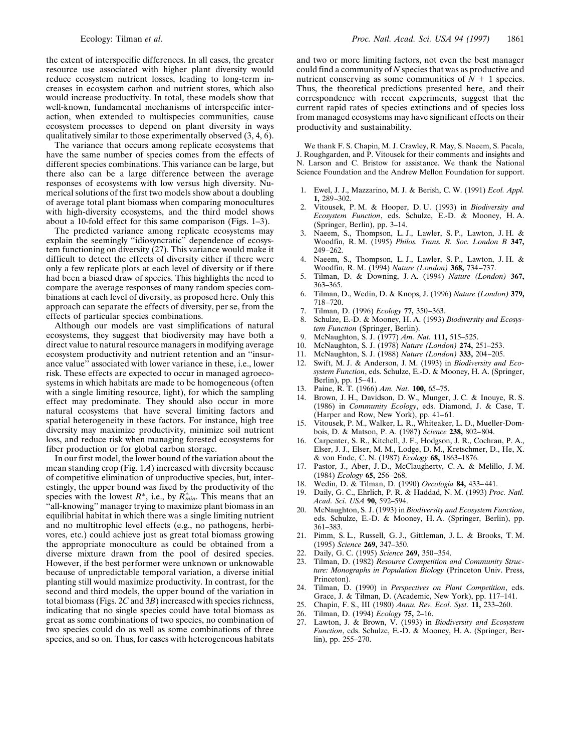the extent of interspecific differences. In all cases, the greater resource use associated with higher plant diversity would reduce ecosystem nutrient losses, leading to long-term increases in ecosystem carbon and nutrient stores, which also would increase productivity. In total, these models show that well-known, fundamental mechanisms of interspecific interaction, when extended to multispecies communities, cause ecosystem processes to depend on plant diversity in ways qualitatively similar to those experimentally observed (3, 4, 6).

The variance that occurs among replicate ecosystems that have the same number of species comes from the effects of different species combinations. This variance can be large, but there also can be a large difference between the average responses of ecosystems with low versus high diversity. Numerical solutions of the first two models show about a doubling of average total plant biomass when comparing monocultures with high-diversity ecosystems, and the third model shows about a 10-fold effect for this same comparison (Figs. 1–3).

The predicted variance among replicate ecosystems may explain the seemingly "idiosyncratic" dependence of ecosystem functioning on diversity (27). This variance would make it difficult to detect the effects of diversity either if there were only a few replicate plots at each level of diversity or if there had been a biased draw of species. This highlights the need to compare the average responses of many random species combinations at each level of diversity, as proposed here. Only this approach can separate the effects of diversity, per se, from the effects of particular species combinations.

Although our models are vast simplifications of natural ecosystems, they suggest that biodiversity may have both a direct value to natural resource managers in modifying average ecosystem productivity and nutrient retention and an "insurance value" associated with lower variance in these, i.e., lower risk. These effects are expected to occur in managed agroecosystems in which habitats are made to be homogeneous (often with a single limiting resource, light), for which the sampling effect may predominate. They should also occur in more natural ecosystems that have several limiting factors and spatial heterogeneity in these factors. For instance, high tree diversity may maximize productivity, minimize soil nutrient loss, and reduce risk when managing forested ecosystems for fiber production or for global carbon storage.

In our first model, the lower bound of the variation about the mean standing crop (Fig. 1*A*) increased with diversity because of competitive elimination of unproductive species, but, interestingly, the upper bound was fixed by the productivity of the species with the lowest $R^*$, i.e., by $R^*_{min}$. This means that an "all-knowing" manager trying to maximize plant biomass in an equilibrial habitat in which there was a single limiting nutrient and no multitrophic level effects (e.g., no pathogens, herbivores, etc.) could achieve just as great total biomass growing the appropriate monoculture as could be obtained from a diverse mixture drawn from the pool of desired species. However, if the best performer were unknown or unknowable because of unpredictable temporal variation, a diverse initial planting still would maximize productivity. In contrast, for the second and third models, the upper bound of the variation in total biomass (Figs. 2*C* and 3*B*) increased with species richness, indicating that no single species could have total biomass as great as some combinations of two species, no combination of two species could do as well as some combinations of three species, and so on. Thus, for cases with heterogeneous habitats and two or more limiting factors, not even the best manager could find a community of $N$ species that was as productive and nutrient conserving as some communities of $N + 1$ species. Thus, the theoretical predictions presented here, and their correspondence with recent experiments, suggest that the current rapid rates of species extinctions and of species loss from managed ecosystems may have significant effects on their productivity and sustainability.

We thank F. S. Chapin, M. J. Crawley, R. May, S. Naeem, S. Pacala, J. Roughgarden, and P. Vitousek for their comments and insights and N. Larson and C. Bristow for assistance. We thank the National Science Foundation and the Andrew Mellon Foundation for support.

1. Ewel, J. J., Mazzarino, M. J. & Berish, C. W. (1991) *Ecol. Appl.* **1,** 289–302.
2. Vitousek, P. M. & Hooper, D. U. (1993) in *Biodiversity and Ecosystem Function*, eds. Schulze, E.-D. & Mooney, H. A. (Springer, Berlin), pp. 3–14.
3. Naeem, S., Thompson, L. J., Lawler, S. P., Lawton, J. H. & Woodfin, R. M. (1995) *Philos. Trans. R. Soc. London B* **347,** 249–262.
4. Naeem, S., Thompson, L. J., Lawler, S. P., Lawton, J. H. & Woodfin, R. M. (1994) *Nature (London)* **368,** 734–737.
5. Tilman, D. & Downing, J. A. (1994) *Nature (London)* **367,** 363–365.
6. Tilman, D., Wedin, D. & Knops, J. (1996) *Nature (London)* **379,** 718–720.
7. Tilman, D. (1996) *Ecology* **77,** 350–363.
8. Schulze, E.-D. & Mooney, H. A. (1993) *Biodiversity and Ecosystem Function* (Springer, Berlin).
9. McNaughton, S. J. (1977) *Am. Nat.* **111,** 515–525.
10. McNaughton, S. J. (1978) *Nature (London)* **274,** 251–253.
11. McNaughton, S. J. (1988) *Nature (London)* **333,** 204–205.
12. Swift, M. J. & Anderson, J. M. (1993) in *Biodiversity and Ecosystem Function*, eds. Schulze, E.-D. & Mooney, H. A. (Springer, Berlin), pp. 15–41.
13. Paine, R. T. (1966) *Am. Nat.* **100,** 65–75.
14. Brown, J. H., Davidson, D. W., Munger, J. C. & Inouye, R. S. (1986) in *Community Ecology*, eds. Diamond, J. & Case, T. (Harper and Row, New York), pp. 41–61.
15. Vitousek, P. M., Walker, L. R., Whiteaker, L. D., Mueller-Dombois, D. & Matson, P. A. (1987) *Science* **238,** 802–804.
16. Carpenter, S. R., Kitchell, J. F., Hodgson, J. R., Cochran, P. A., Elser, J. J., Elser, M. M., Lodge, D. M., Kretschmer, D., He, X. & von Ende, C. N. (1987) *Ecology* **68,** 1863–1876.
17. Pastor, J., Aber, J. D., McClaugherty, C. A. & Melillo, J. M. (1984) *Ecology* **65,** 256–268.
18. Wedin, D. & Tilman, D. (1990) *Oecologia* **84,** 433–441.
19. Daily, G. C., Ehrlich, P. R. & Haddad, N. M. (1993) *Proc. Natl. Acad. Sci. USA* **90,** 592–594.
20. McNaughton, S. J. (1993) in *Biodiversity and Ecosystem Function*, eds. Schulze, E.-D. & Mooney, H. A. (Springer, Berlin), pp. 361–383.
21. Pimm, S. L., Russell, G. J., Gittleman, J. L. & Brooks, T. M. (1995) *Science* **269,** 347–350.
22. Daily, G. C. (1995) *Science* **269,** 350–354.
23. Tilman, D. (1982) *Resource Competition and Community Structure: Monographs in Population Biology* (Princeton Univ. Press, Princeton).
24. Tilman, D. (1990) in *Perspectives on Plant Competition*, eds. Grace, J. & Tilman, D. (Academic, New York), pp. 117–141.
25. Chapin, F. S., III (1980) *Annu. Rev. Ecol. Syst.* **11,** 233–260.
26. Tilman, D. (1994) *Ecology* **75,** 2–16.
27. Lawton, J. & Brown, V. (1993) in *Biodiversity and Ecosystem Function*, eds. Schulze, E.-D. & Mooney, H. A. (Springer, Berlin), pp. 255–270.